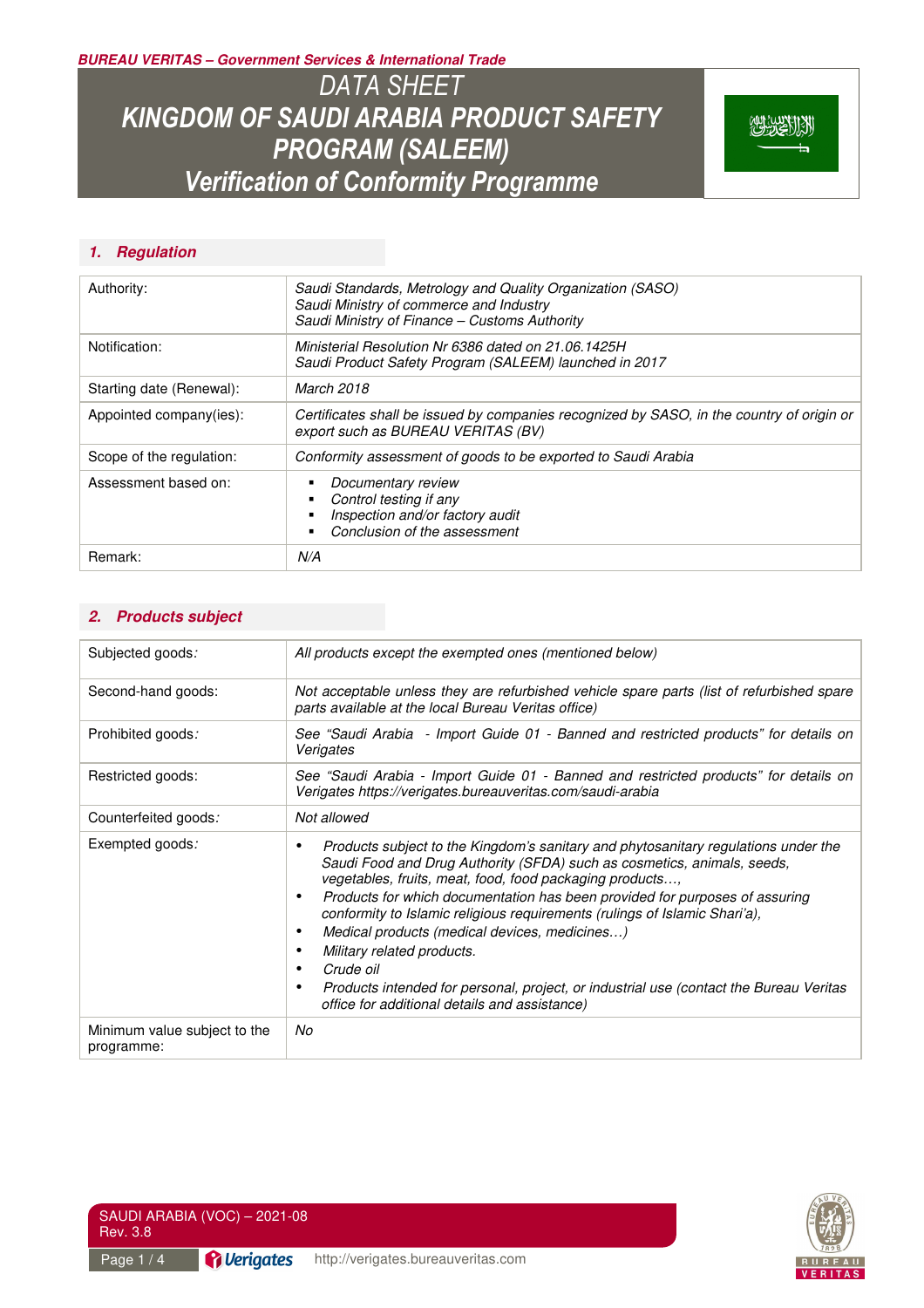**BUREAU VERITAS – Government Services & International Trade**

# DATA SHEET
# KINGDOM OF SAUDI ARABIA PRODUCT SAFETY PROGRAM (SALEEM)
# Verification of Conformity Programme

## 1. Regulation

| | |
|---|---|
| Authority: | *Saudi Standards, Metrology and Quality Organization (SASO)*<br>*Saudi Ministry of commerce and Industry*<br>*Saudi Ministry of Finance – Customs Authority* |
| Notification: | *Ministerial Resolution Nr 6386 dated on 21.06.1425H*<br>*Saudi Product Safety Program (SALEEM) launched in 2017* |
| Starting date (Renewal): | *March 2018* |
| Appointed company(ies): | *Certificates shall be issued by companies recognized by SASO, in the country of origin or export such as BUREAU VERITAS (BV)* |
| Scope of the regulation: | *Conformity assessment of goods to be exported to Saudi Arabia* |
| Assessment based on: | ▪ *Documentary review*<br>▪ *Control testing if any*<br>▪ *Inspection and/or factory audit*<br>▪ *Conclusion of the assessment* |
| Remark: | *N/A* |

## 2. Products subject

| | |
|---|---|
| Subjected goods: | *All products except the exempted ones (mentioned below)* |
| Second-hand goods: | *Not acceptable unless they are refurbished vehicle spare parts (list of refurbished spare parts available at the local Bureau Veritas office)* |
| Prohibited goods: | *See "Saudi Arabia - Import Guide 01 - Banned and restricted products" for details on Verigates* |
| Restricted goods: | *See "Saudi Arabia - Import Guide 01 - Banned and restricted products" for details on Verigates https://verigates.bureauveritas.com/saudi-arabia* |
| Counterfeited goods: | *Not allowed* |
| Exempted goods: | • *Products subject to the Kingdom's sanitary and phytosanitary regulations under the Saudi Food and Drug Authority (SFDA) such as cosmetics, animals, seeds, vegetables, fruits, meat, food, food packaging products…,*<br>• *Products for which documentation has been provided for purposes of assuring conformity to Islamic religious requirements (rulings of Islamic Shari'a),*<br>• *Medical products (medical devices, medicines…)*<br>• *Military related products.*<br>• *Crude oil*<br>• *Products intended for personal, project, or industrial use (contact the Bureau Veritas office for additional details and assistance)* |
| Minimum value subject to the programme: | *No* |

SAUDI ARABIA (VOC) – 2021-08
Rev. 3.8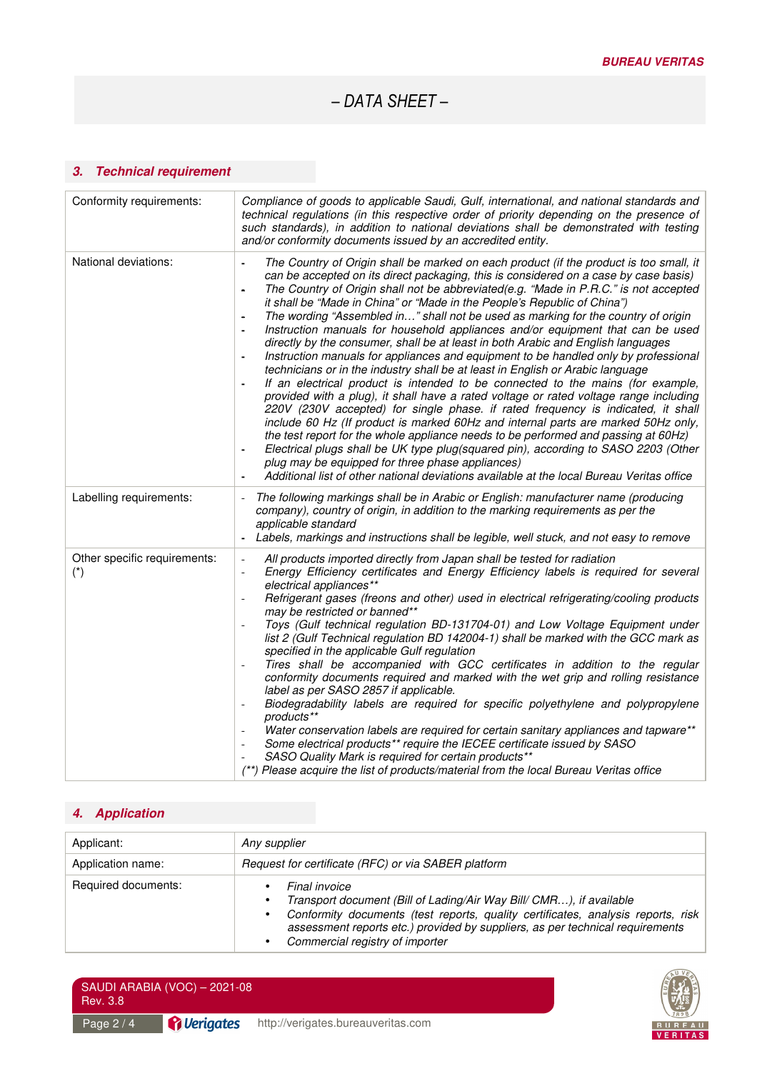## 3. Technical requirement

| | |
|---|---|
| Conformity requirements: | *Compliance of goods to applicable Saudi, Gulf, international, and national standards and technical regulations (in this respective order of priority depending on the presence of such standards), in addition to national deviations shall be demonstrated with testing and/or conformity documents issued by an accredited entity.* |
| National deviations: | - *The Country of Origin shall be marked on each product (if the product is too small, it can be accepted on its direct packaging, this is considered on a case by case basis)*<br>- *The Country of Origin shall not be abbreviated(e.g. "Made in P.R.C." is not accepted it shall be "Made in China" or "Made in the People's Republic of China")*<br>- *The wording "Assembled in…" shall not be used as marking for the country of origin*<br>- *Instruction manuals for household appliances and/or equipment that can be used directly by the consumer, shall be at least in both Arabic and English languages*<br>- *Instruction manuals for appliances and equipment to be handled only by professional technicians or in the industry shall be at least in English or Arabic language*<br>- *If an electrical product is intended to be connected to the mains (for example, provided with a plug), it shall have a rated voltage or rated voltage range including 220V (230V accepted) for single phase. if rated frequency is indicated, it shall include 60 Hz (If product is marked 60Hz and internal parts are marked 50Hz only, the test report for the whole appliance needs to be performed and passing at 60Hz)*<br>- *Electrical plugs shall be UK type plug(squared pin), according to SASO 2203 (Other plug may be equipped for three phase appliances)*<br>- *Additional list of other national deviations available at the local Bureau Veritas office* |
| Labelling requirements: | - *The following markings shall be in Arabic or English: manufacturer name (producing company), country of origin, in addition to the marking requirements as per the applicable standard*<br>- *Labels, markings and instructions shall be legible, well stuck, and not easy to remove* |
| Other specific requirements: (*) | - *All products imported directly from Japan shall be tested for radiation*<br>- *Energy Efficiency certificates and Energy Efficiency labels is required for several electrical appliances***<br>- *Refrigerant gases (freons and other) used in electrical refrigerating/cooling products may be restricted or banned***<br>- *Toys (Gulf technical regulation BD-131704-01) and Low Voltage Equipment under list 2 (Gulf Technical regulation BD 142004-1) shall be marked with the GCC mark as specified in the applicable Gulf regulation*<br>- *Tires shall be accompanied with GCC certificates in addition to the regular conformity documents required and marked with the wet grip and rolling resistance label as per SASO 2857 if applicable.*<br>- *Biodegradability labels are required for specific polyethylene and polypropylene products***<br>- *Water conservation labels are required for certain sanitary appliances and tapware***<br>- *Some electrical products** require the IECEE certificate issued by SASO*<br>- *SASO Quality Mark is required for certain products***<br>*(**) Please acquire the list of products/material from the local Bureau Veritas office* |

## 4. Application

| | |
|---|---|
| Applicant: | *Any supplier* |
| Application name: | *Request for certificate (RFC) or via SABER platform* |
| Required documents: | • *Final invoice*<br>• *Transport document (Bill of Lading/Air Way Bill/ CMR…), if available*<br>• *Conformity documents (test reports, quality certificates, analysis reports, risk assessment reports etc.) provided by suppliers, as per technical requirements*<br>• *Commercial registry of importer* |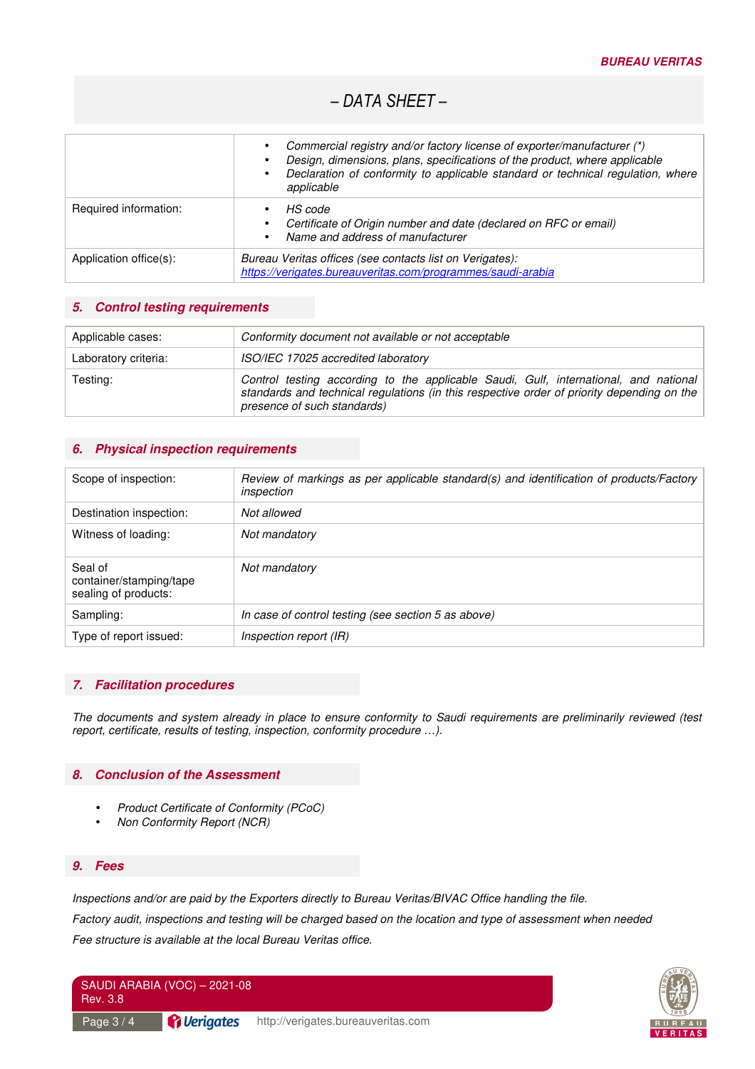| | |
|---|---|
| | • *Commercial registry and/or factory license of exporter/manufacturer (*)*<br>• *Design, dimensions, plans, specifications of the product, where applicable*<br>• *Declaration of conformity to applicable standard or technical regulation, where applicable* |
| Required information: | • *HS code*<br>• *Certificate of Origin number and date (declared on RFC or email)*<br>• *Name and address of manufacturer* |
| Application office(s): | *Bureau Veritas offices (see contacts list on Verigates):*<br>*https://verigates.bureauveritas.com/programmes/saudi-arabia* |

## 5. Control testing requirements

| | |
|---|---|
| Applicable cases: | *Conformity document not available or not acceptable* |
| Laboratory criteria: | *ISO/IEC 17025 accredited laboratory* |
| Testing: | *Control testing according to the applicable Saudi, Gulf, international, and national standards and technical regulations (in this respective order of priority depending on the presence of such standards)* |

## 6. Physical inspection requirements

| | |
|---|---|
| Scope of inspection: | *Review of markings as per applicable standard(s) and identification of products/Factory inspection* |
| Destination inspection: | *Not allowed* |
| Witness of loading: | *Not mandatory* |
| Seal of container/stamping/tape sealing of products: | *Not mandatory* |
| Sampling: | *In case of control testing (see section 5 as above)* |
| Type of report issued: | *Inspection report (IR)* |

## 7. Facilitation procedures

*The documents and system already in place to ensure conformity to Saudi requirements are preliminarily reviewed (test report, certificate, results of testing, inspection, conformity procedure …).*

## 8. Conclusion of the Assessment

- *Product Certificate of Conformity (PCoC)*
- *Non Conformity Report (NCR)*

## 9. Fees

*Inspections and/or are paid by the Exporters directly to Bureau Veritas/BIVAC Office handling the file.*

*Factory audit, inspections and testing will be charged based on the location and type of assessment when needed*

*Fee structure is available at the local Bureau Veritas office.*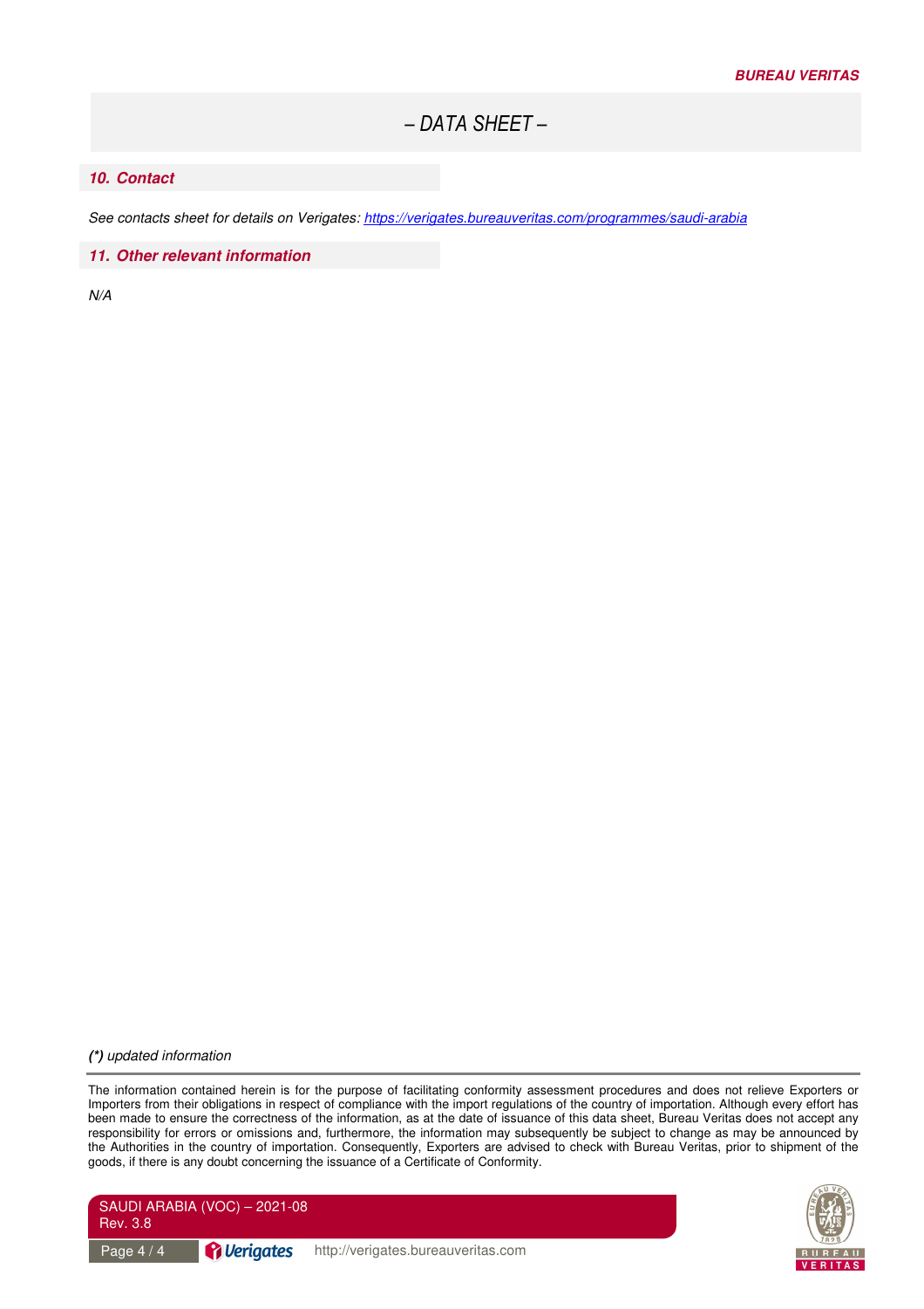## 10. Contact

*See contacts sheet for details on Verigates: https://verigates.bureauveritas.com/programmes/saudi-arabia*

## 11. Other relevant information

*N/A*

***(\*)** updated information*

The information contained herein is for the purpose of facilitating conformity assessment procedures and does not relieve Exporters or Importers from their obligations in respect of compliance with the import regulations of the country of importation. Although every effort has been made to ensure the correctness of the information, as at the date of issuance of this data sheet, Bureau Veritas does not accept any responsibility for errors or omissions and, furthermore, the information may subsequently be subject to change as may be announced by the Authorities in the country of importation. Consequently, Exporters are advised to check with Bureau Veritas, prior to shipment of the goods, if there is any doubt concerning the issuance of a Certificate of Conformity.